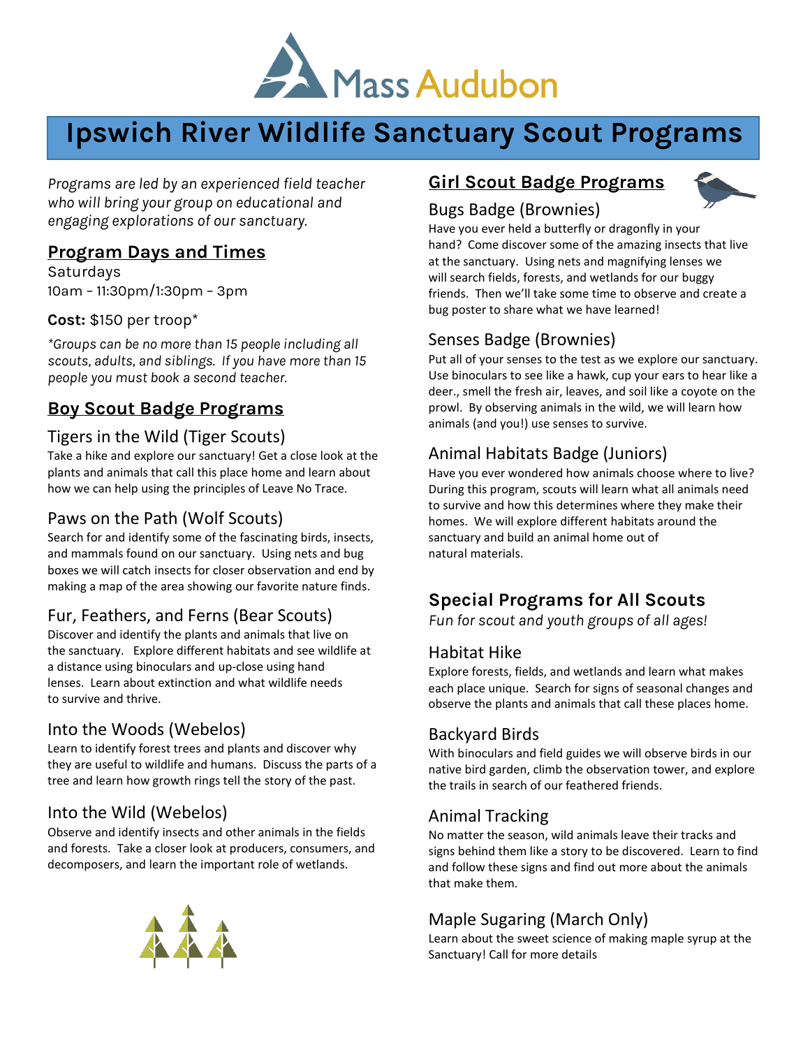Mass Audubon

# Ipswich River Wildlife Sanctuary Scout Programs

*Programs are led by an experienced field teacher who will bring your group on educational and engaging explorations of our sanctuary.*

## Program Days and Times

Saturdays
10am – 11:30pm/1:30pm – 3pm

**Cost:** $150 per troop*

*\*Groups can be no more than 15 people including all scouts, adults, and siblings. If you have more than 15 people you must book a second teacher.*

## Boy Scout Badge Programs

### Tigers in the Wild (Tiger Scouts)

Take a hike and explore our sanctuary! Get a close look at the plants and animals that call this place home and learn about how we can help using the principles of Leave No Trace.

### Paws on the Path (Wolf Scouts)

Search for and identify some of the fascinating birds, insects, and mammals found on our sanctuary. Using nets and bug boxes we will catch insects for closer observation and end by making a map of the area showing our favorite nature finds.

### Fur, Feathers, and Ferns (Bear Scouts)

Discover and identify the plants and animals that live on the sanctuary. Explore different habitats and see wildlife at a distance using binoculars and up-close using hand lenses. Learn about extinction and what wildlife needs to survive and thrive.

### Into the Woods (Webelos)

Learn to identify forest trees and plants and discover why they are useful to wildlife and humans. Discuss the parts of a tree and learn how growth rings tell the story of the past.

### Into the Wild (Webelos)

Observe and identify insects and other animals in the fields and forests. Take a closer look at producers, consumers, and decomposers, and learn the important role of wetlands.

## Girl Scout Badge Programs

### Bugs Badge (Brownies)

Have you ever held a butterfly or dragonfly in your hand? Come discover some of the amazing insects that live at the sanctuary. Using nets and magnifying lenses we will search fields, forests, and wetlands for our buggy friends. Then we'll take some time to observe and create a bug poster to share what we have learned!

### Senses Badge (Brownies)

Put all of your senses to the test as we explore our sanctuary. Use binoculars to see like a hawk, cup your ears to hear like a deer., smell the fresh air, leaves, and soil like a coyote on the prowl. By observing animals in the wild, we will learn how animals (and you!) use senses to survive.

### Animal Habitats Badge (Juniors)

Have you ever wondered how animals choose where to live? During this program, scouts will learn what all animals need to survive and how this determines where they make their homes. We will explore different habitats around the sanctuary and build an animal home out of natural materials.

## Special Programs for All Scouts

*Fun for scout and youth groups of all ages!*

### Habitat Hike

Explore forests, fields, and wetlands and learn what makes each place unique. Search for signs of seasonal changes and observe the plants and animals that call these places home.

### Backyard Birds

With binoculars and field guides we will observe birds in our native bird garden, climb the observation tower, and explore the trails in search of our feathered friends.

### Animal Tracking

No matter the season, wild animals leave their tracks and signs behind them like a story to be discovered. Learn to find and follow these signs and find out more about the animals that make them.

### Maple Sugaring (March Only)

Learn about the sweet science of making maple syrup at the Sanctuary! Call for more details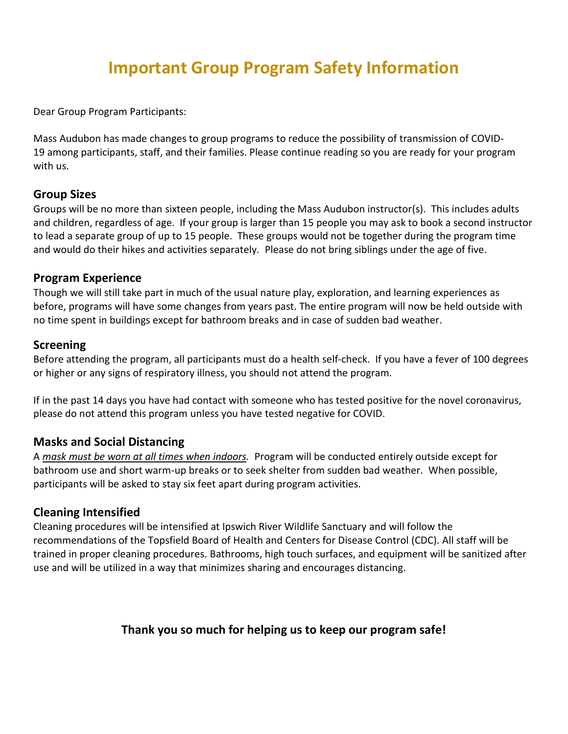# Important Group Program Safety Information

Dear Group Program Participants:

Mass Audubon has made changes to group programs to reduce the possibility of transmission of COVID-19 among participants, staff, and their families. Please continue reading so you are ready for your program with us.

## Group Sizes

Groups will be no more than sixteen people, including the Mass Audubon instructor(s). This includes adults and children, regardless of age. If your group is larger than 15 people you may ask to book a second instructor to lead a separate group of up to 15 people. These groups would not be together during the program time and would do their hikes and activities separately. Please do not bring siblings under the age of five.

## Program Experience

Though we will still take part in much of the usual nature play, exploration, and learning experiences as before, programs will have some changes from years past. The entire program will now be held outside with no time spent in buildings except for bathroom breaks and in case of sudden bad weather.

## Screening

Before attending the program, all participants must do a health self-check. If you have a fever of 100 degrees or higher or any signs of respiratory illness, you should not attend the program.

If in the past 14 days you have had contact with someone who has tested positive for the novel coronavirus, please do not attend this program unless you have tested negative for COVID.

## Masks and Social Distancing

A *mask must be worn at all times when indoors.* Program will be conducted entirely outside except for bathroom use and short warm-up breaks or to seek shelter from sudden bad weather. When possible, participants will be asked to stay six feet apart during program activities.

## Cleaning Intensified

Cleaning procedures will be intensified at Ipswich River Wildlife Sanctuary and will follow the recommendations of the Topsfield Board of Health and Centers for Disease Control (CDC). All staff will be trained in proper cleaning procedures. Bathrooms, high touch surfaces, and equipment will be sanitized after use and will be utilized in a way that minimizes sharing and encourages distancing.

**Thank you so much for helping us to keep our program safe!**